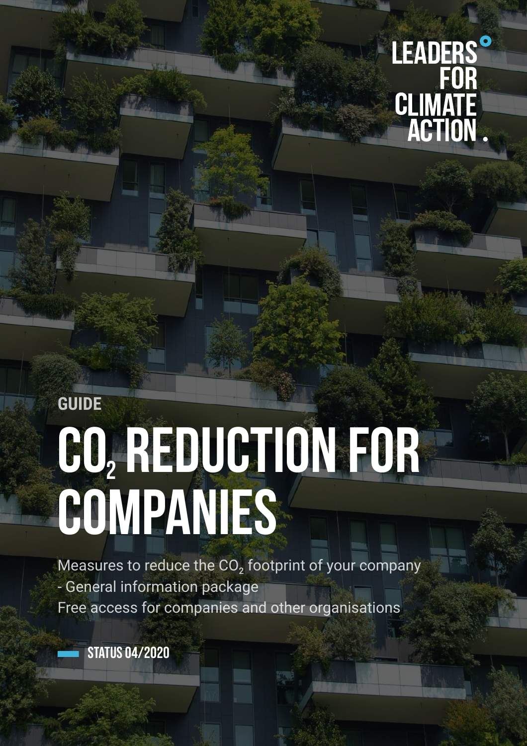LEADERS FOR CLIMATE ACTION.

GUIDE

# $CO_2$ REDUCTION FOR COMPANIES

Measures to reduce the $CO_2$ footprint of your company
- General information package
Free access for companies and other organisations

STATUS 04/2020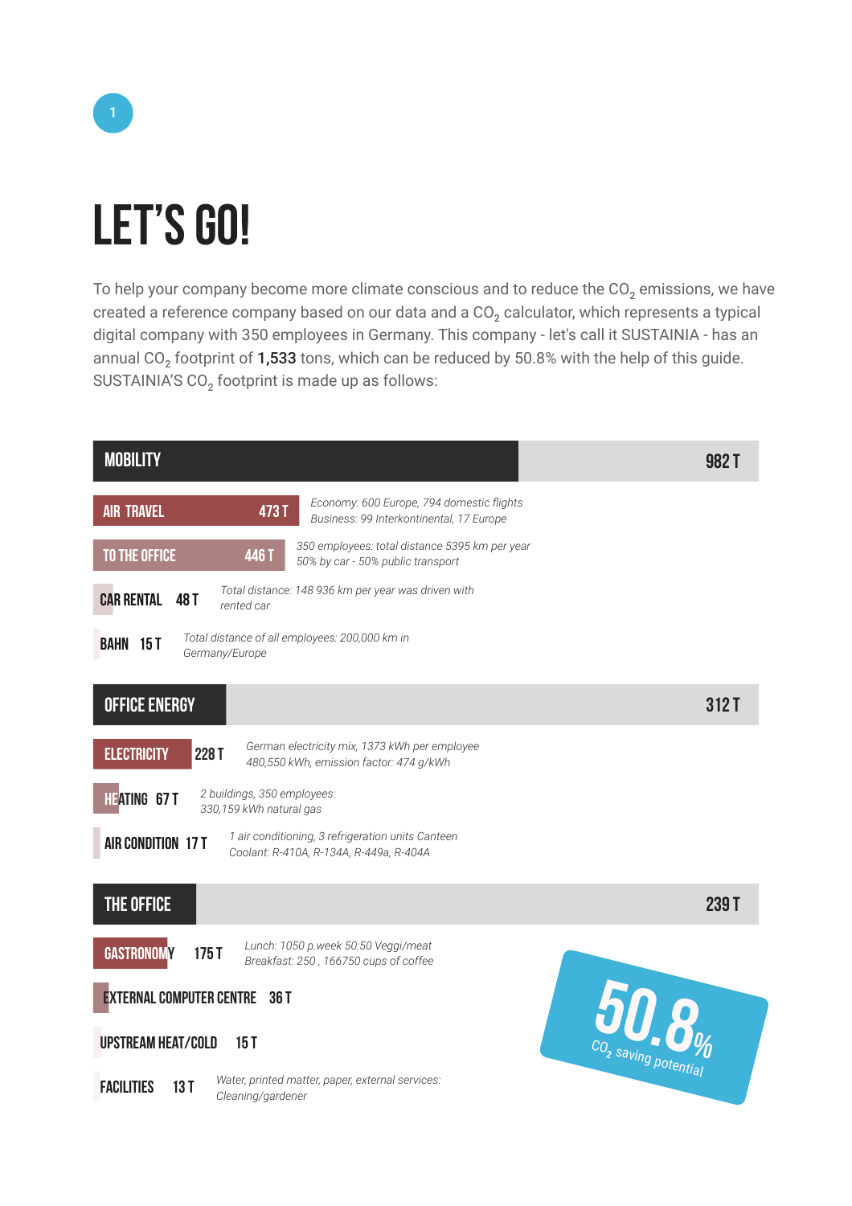# LET'S GO!

To help your company become more climate conscious and to reduce the $CO_2$ emissions, we have created a reference company based on our data and a $CO_2$ calculator, which represents a typical digital company with 350 employees in Germany. This company - let's call it SUSTAINIA - has an annual $CO_2$ footprint of **1,533** tons, which can be reduced by 50.8% with the help of this guide. SUSTAINIA'S $CO_2$ footprint is made up as follows:

## MOBILITY — 982 T

| Category | Emissions | Details |
|---|---|---|
| AIR TRAVEL | 473 T | *Economy: 600 Europe, 794 domestic flights Business: 99 Interkontinental, 17 Europe* |
| TO THE OFFICE | 446 T | *350 employees: total distance 5395 km per year 50% by car - 50% public transport* |
| CAR RENTAL | 48 T | *Total distance: 148 936 km per year was driven with rented car* |
| BAHN | 15 T | *Total distance of all employees: 200,000 km in Germany/Europe* |

## OFFICE ENERGY — 312 T

| Category | Emissions | Details |
|---|---|---|
| ELECTRICITY | 228 T | *German electricity mix, 1373 kWh per employee 480,550 kWh, emission factor: 474 g/kWh* |
| HEATING | 67 T | *2 buildings, 350 employees: 330,159 kWh natural gas* |
| AIR CONDITION | 17 T | *1 air conditioning, 3 refrigeration units Canteen Coolant: R-410A, R-134A, R-449a, R-404A* |

## THE OFFICE — 239 T

| Category | Emissions | Details |
|---|---|---|
| GASTRONOMY | 175 T | *Lunch: 1050 p.week 50:50 Veggi/meat Breakfast: 250 , 166750 cups of coffee* |
| EXTERNAL COMPUTER CENTRE | 36 T | |
| UPSTREAM HEAT/COLD | 15 T | |
| FACILITIES | 13 T | *Water, printed matter, paper, external services: Cleaning/gardener* |

**50.8%** $CO_2$ saving potential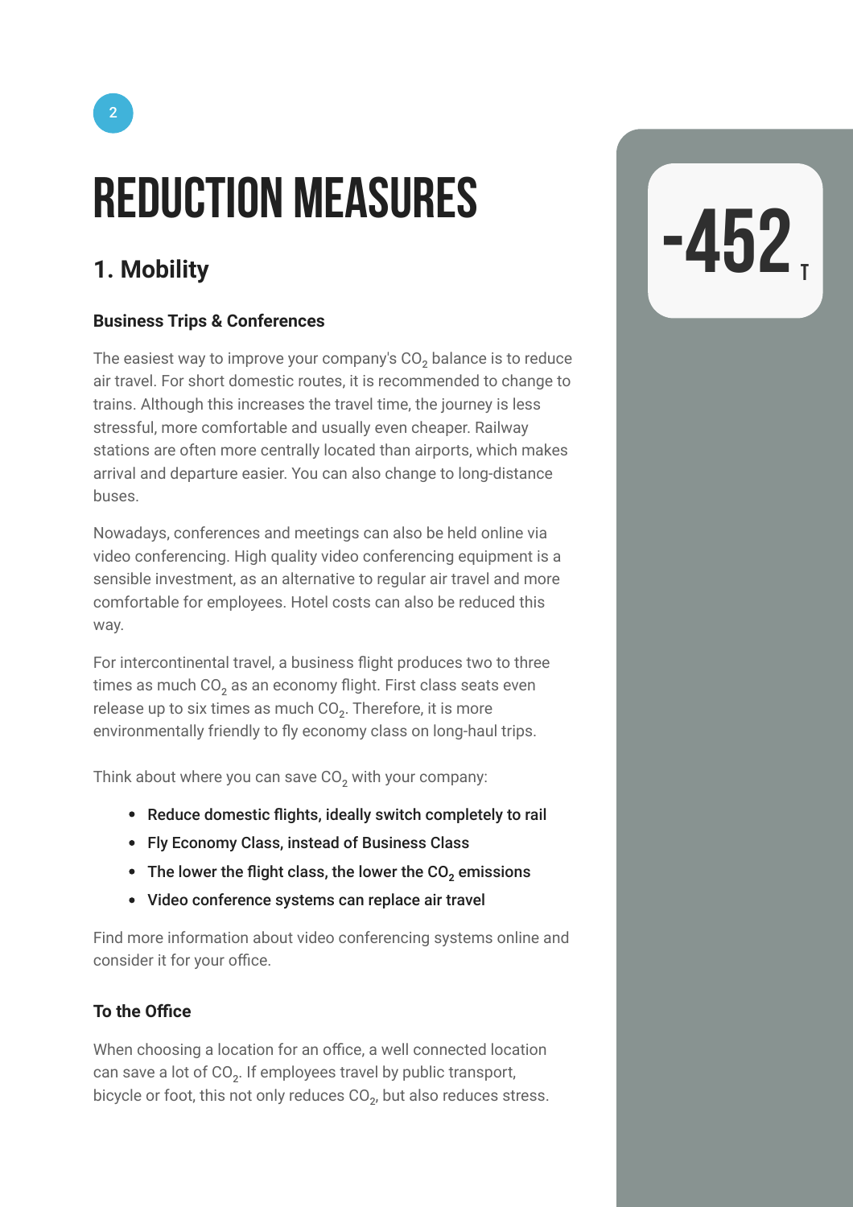# REDUCTION MEASURES

-452 T

## 1. Mobility

### Business Trips & Conferences

The easiest way to improve your company's $CO_2$ balance is to reduce air travel. For short domestic routes, it is recommended to change to trains. Although this increases the travel time, the journey is less stressful, more comfortable and usually even cheaper. Railway stations are often more centrally located than airports, which makes arrival and departure easier. You can also change to long-distance buses.

Nowadays, conferences and meetings can also be held online via video conferencing. High quality video conferencing equipment is a sensible investment, as an alternative to regular air travel and more comfortable for employees. Hotel costs can also be reduced this way.

For intercontinental travel, a business flight produces two to three times as much $CO_2$ as an economy flight. First class seats even release up to six times as much $CO_2$. Therefore, it is more environmentally friendly to fly economy class on long-haul trips.

Think about where you can save $CO_2$ with your company:

- Reduce domestic flights, ideally switch completely to rail
- Fly Economy Class, instead of Business Class
- The lower the flight class, the lower the $CO_2$ emissions
- Video conference systems can replace air travel

Find more information about video conferencing systems online and consider it for your office.

### To the Office

When choosing a location for an office, a well connected location can save a lot of $CO_2$. If employees travel by public transport, bicycle or foot, this not only reduces $CO_2$, but also reduces stress.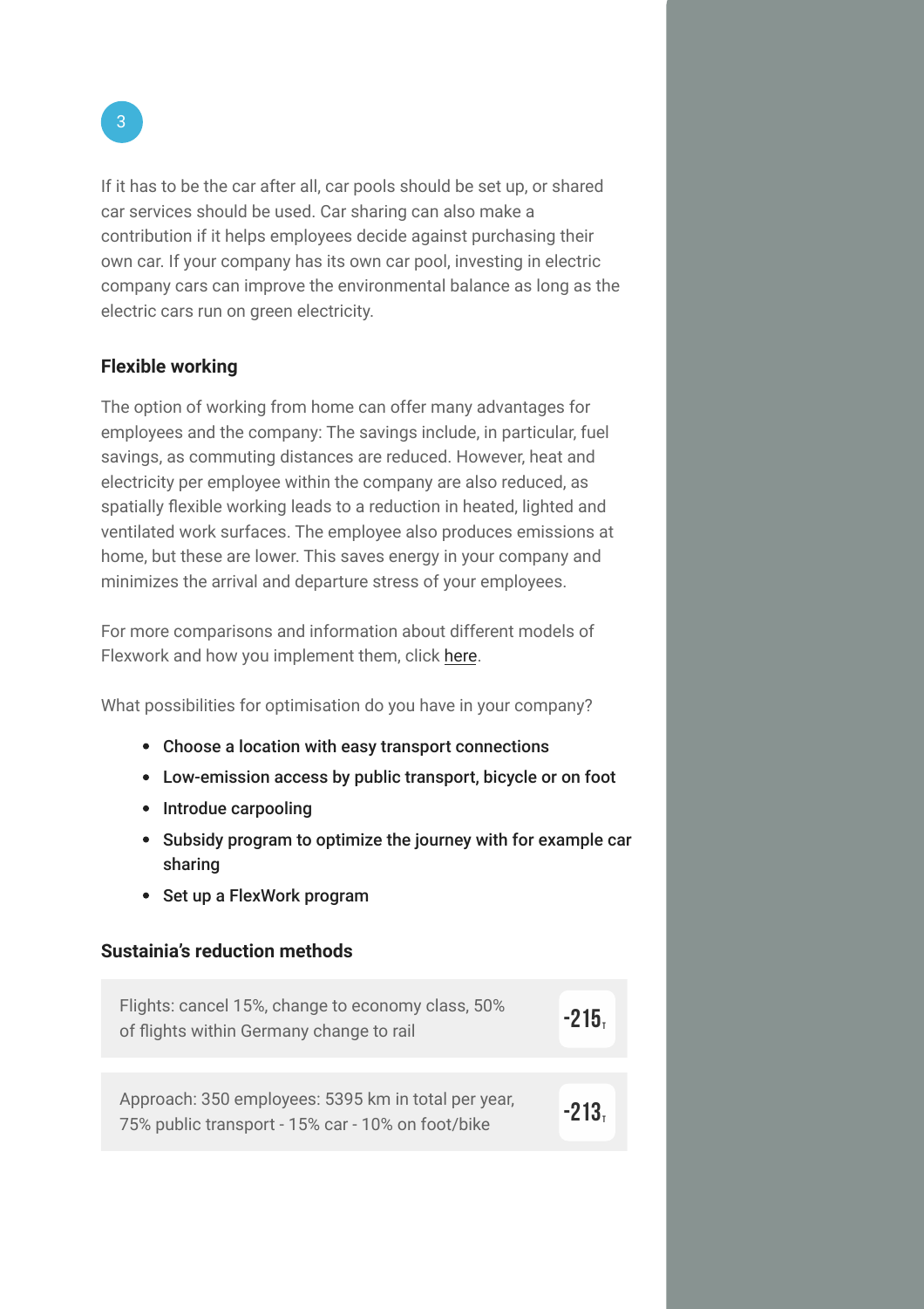3

If it has to be the car after all, car pools should be set up, or shared car services should be used. Car sharing can also make a contribution if it helps employees decide against purchasing their own car. If your company has its own car pool, investing in electric company cars can improve the environmental balance as long as the electric cars run on green electricity.

### Flexible working

The option of working from home can offer many advantages for employees and the company: The savings include, in particular, fuel savings, as commuting distances are reduced. However, heat and electricity per employee within the company are also reduced, as spatially flexible working leads to a reduction in heated, lighted and ventilated work surfaces. The employee also produces emissions at home, but these are lower. This saves energy in your company and minimizes the arrival and departure stress of your employees.

For more comparisons and information about different models of Flexwork and how you implement them, click here.

What possibilities for optimisation do you have in your company?

- **Choose a location with easy transport connections**
- **Low-emission access by public transport, bicycle or on foot**
- **Introdue carpooling**
- **Subsidy program to optimize the journey with for example car sharing**
- **Set up a FlexWork program**

### Sustainia's reduction methods

| Measure | Reduction |
|---|---|
| Flights: cancel 15%, change to economy class, 50% of flights within Germany change to rail | -215 T |
| Approach: 350 employees: 5395 km in total per year, 75% public transport - 15% car - 10% on foot/bike | -213 T |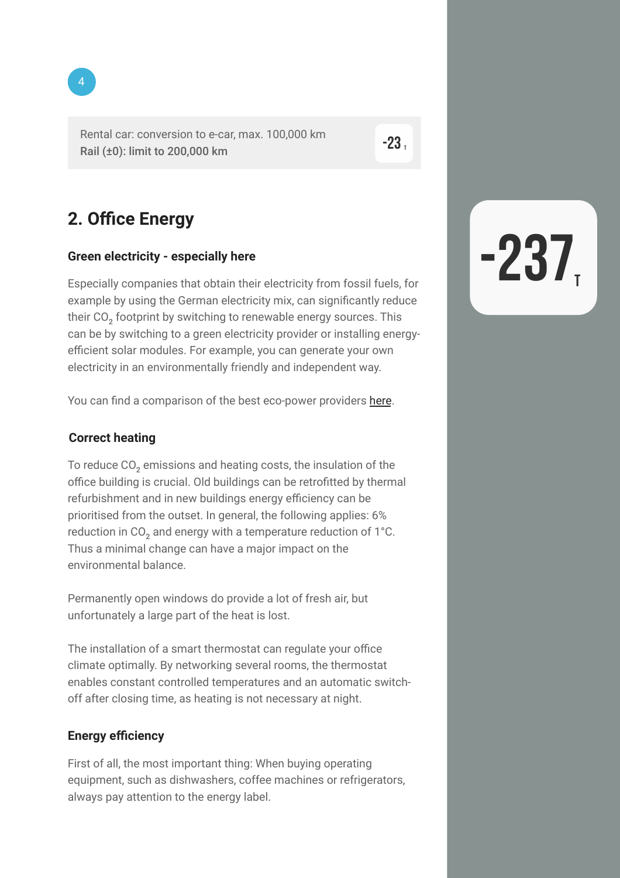4

Rental car: conversion to e-car, max. 100,000 km
**Rail (±0): limit to 200,000 km**

**-23 T**

## 2. Office Energy

**-237 T**

### Green electricity - especially here

Especially companies that obtain their electricity from fossil fuels, for example by using the German electricity mix, can significantly reduce their $CO_2$ footprint by switching to renewable energy sources. This can be by switching to a green electricity provider or installing energy-efficient solar modules. For example, you can generate your own electricity in an environmentally friendly and independent way.

You can find a comparison of the best eco-power providers here.

### Correct heating

To reduce $CO_2$ emissions and heating costs, the insulation of the office building is crucial. Old buildings can be retrofitted by thermal refurbishment and in new buildings energy efficiency can be prioritised from the outset. In general, the following applies: 6% reduction in $CO_2$ and energy with a temperature reduction of 1°C. Thus a minimal change can have a major impact on the environmental balance.

Permanently open windows do provide a lot of fresh air, but unfortunately a large part of the heat is lost.

The installation of a smart thermostat can regulate your office climate optimally. By networking several rooms, the thermostat enables constant controlled temperatures and an automatic switch-off after closing time, as heating is not necessary at night.

### Energy efficiency

First of all, the most important thing: When buying operating equipment, such as dishwashers, coffee machines or refrigerators, always pay attention to the energy label.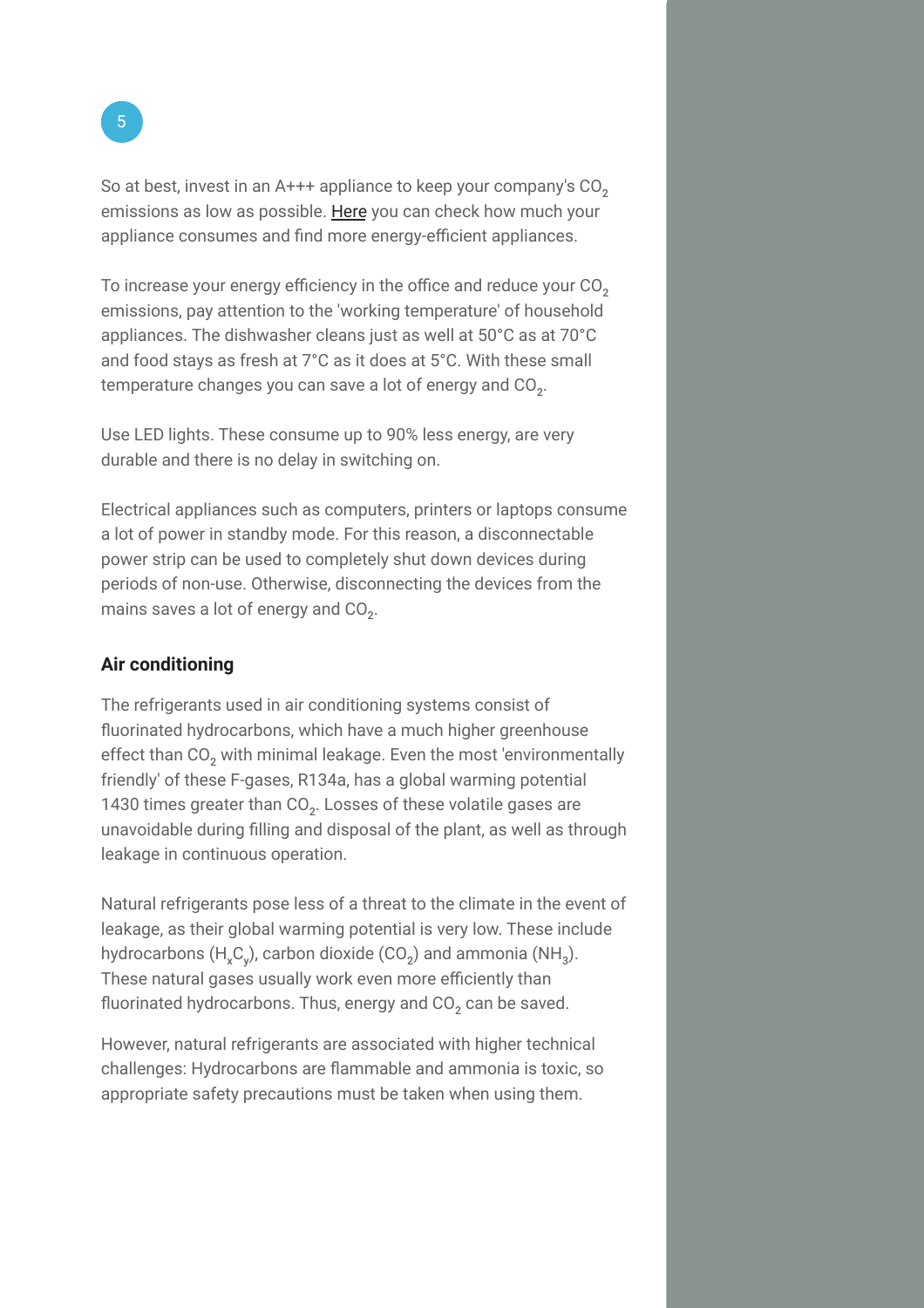So at best, invest in an A+++ appliance to keep your company's $CO_2$ emissions as low as possible. Here you can check how much your appliance consumes and find more energy-efficient appliances.

To increase your energy efficiency in the office and reduce your $CO_2$ emissions, pay attention to the 'working temperature' of household appliances. The dishwasher cleans just as well at 50°C as at 70°C and food stays as fresh at 7°C as it does at 5°C. With these small temperature changes you can save a lot of energy and $CO_2$.

Use LED lights. These consume up to 90% less energy, are very durable and there is no delay in switching on.

Electrical appliances such as computers, printers or laptops consume a lot of power in standby mode. For this reason, a disconnectable power strip can be used to completely shut down devices during periods of non-use. Otherwise, disconnecting the devices from the mains saves a lot of energy and $CO_2$.

### Air conditioning

The refrigerants used in air conditioning systems consist of fluorinated hydrocarbons, which have a much higher greenhouse effect than $CO_2$ with minimal leakage. Even the most 'environmentally friendly' of these F-gases, R134a, has a global warming potential 1430 times greater than $CO_2$. Losses of these volatile gases are unavoidable during filling and disposal of the plant, as well as through leakage in continuous operation.

Natural refrigerants pose less of a threat to the climate in the event of leakage, as their global warming potential is very low. These include hydrocarbons ($H_xC_y$), carbon dioxide ($CO_2$) and ammonia ($NH_3$). These natural gases usually work even more efficiently than fluorinated hydrocarbons. Thus, energy and $CO_2$ can be saved.

However, natural refrigerants are associated with higher technical challenges: Hydrocarbons are flammable and ammonia is toxic, so appropriate safety precautions must be taken when using them.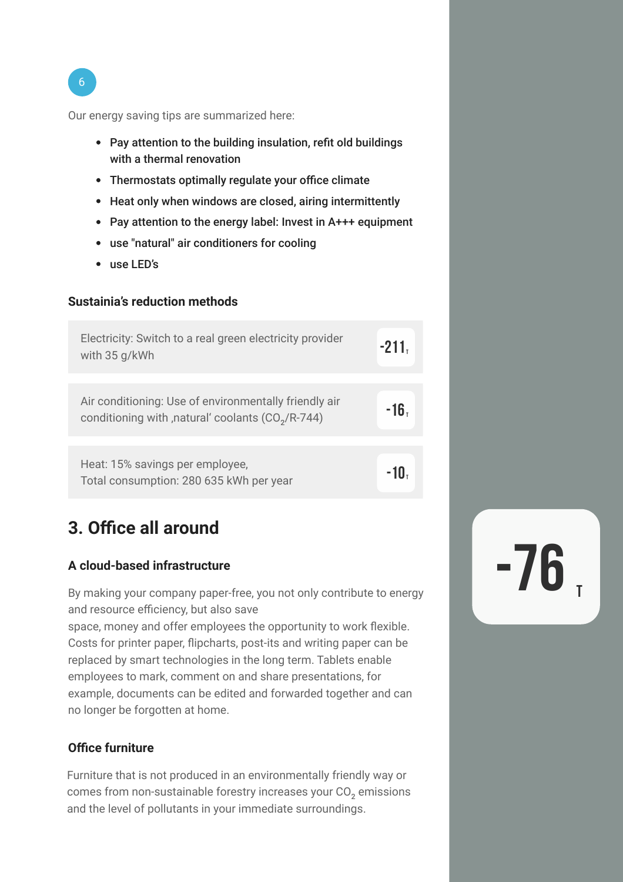6

Our energy saving tips are summarized here:

- **Pay attention to the building insulation, refit old buildings with a thermal renovation**
- **Thermostats optimally regulate your office climate**
- **Heat only when windows are closed, airing intermittently**
- **Pay attention to the energy label: Invest in A+++ equipment**
- **use "natural" air conditioners for cooling**
- **use LED's**

### Sustainia's reduction methods

| Method | Reduction |
|---|---|
| Electricity: Switch to a real green electricity provider with 35 g/kWh | -211 T |
| Air conditioning: Use of environmentally friendly air conditioning with ‚natural' coolants ($CO_2$/R-744) | -16 T |
| Heat: 15% savings per employee, Total consumption: 280 635 kWh per year | -10 T |

## 3. Office all around

-76 T

### A cloud-based infrastructure

By making your company paper-free, you not only contribute to energy and resource efficiency, but also save space, money and offer employees the opportunity to work flexible. Costs for printer paper, flipcharts, post-its and writing paper can be replaced by smart technologies in the long term. Tablets enable employees to mark, comment on and share presentations, for example, documents can be edited and forwarded together and can no longer be forgotten at home.

### Office furniture

Furniture that is not produced in an environmentally friendly way or comes from non-sustainable forestry increases your $CO_2$ emissions and the level of pollutants in your immediate surroundings.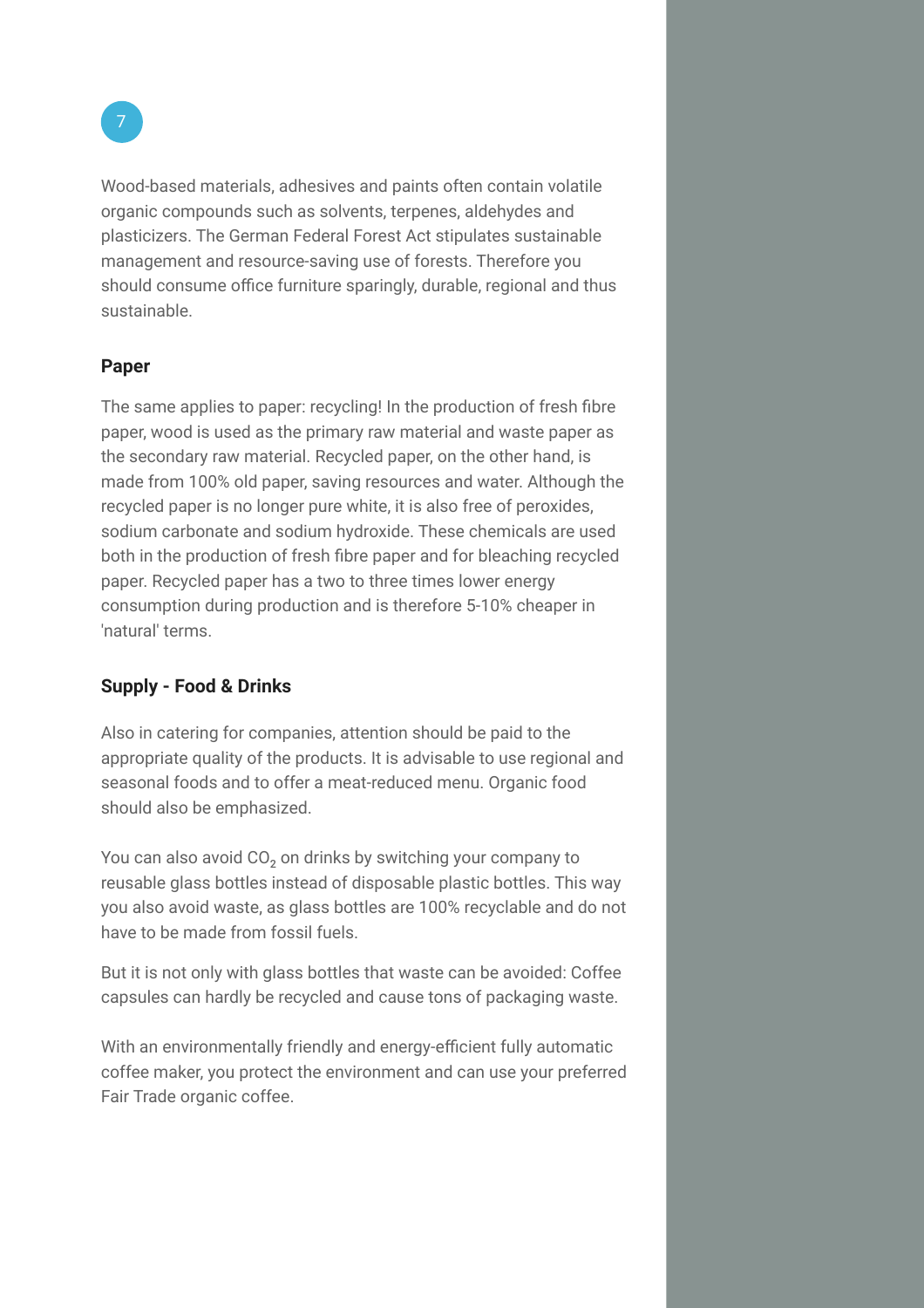Wood-based materials, adhesives and paints often contain volatile organic compounds such as solvents, terpenes, aldehydes and plasticizers. The German Federal Forest Act stipulates sustainable management and resource-saving use of forests. Therefore you should consume office furniture sparingly, durable, regional and thus sustainable.

## Paper

The same applies to paper: recycling! In the production of fresh fibre paper, wood is used as the primary raw material and waste paper as the secondary raw material. Recycled paper, on the other hand, is made from 100% old paper, saving resources and water. Although the recycled paper is no longer pure white, it is also free of peroxides, sodium carbonate and sodium hydroxide. These chemicals are used both in the production of fresh fibre paper and for bleaching recycled paper. Recycled paper has a two to three times lower energy consumption during production and is therefore 5-10% cheaper in 'natural' terms.

## Supply - Food & Drinks

Also in catering for companies, attention should be paid to the appropriate quality of the products. It is advisable to use regional and seasonal foods and to offer a meat-reduced menu. Organic food should also be emphasized.

You can also avoid $CO_2$ on drinks by switching your company to reusable glass bottles instead of disposable plastic bottles. This way you also avoid waste, as glass bottles are 100% recyclable and do not have to be made from fossil fuels.

But it is not only with glass bottles that waste can be avoided: Coffee capsules can hardly be recycled and cause tons of packaging waste.

With an environmentally friendly and energy-efficient fully automatic coffee maker, you protect the environment and can use your preferred Fair Trade organic coffee.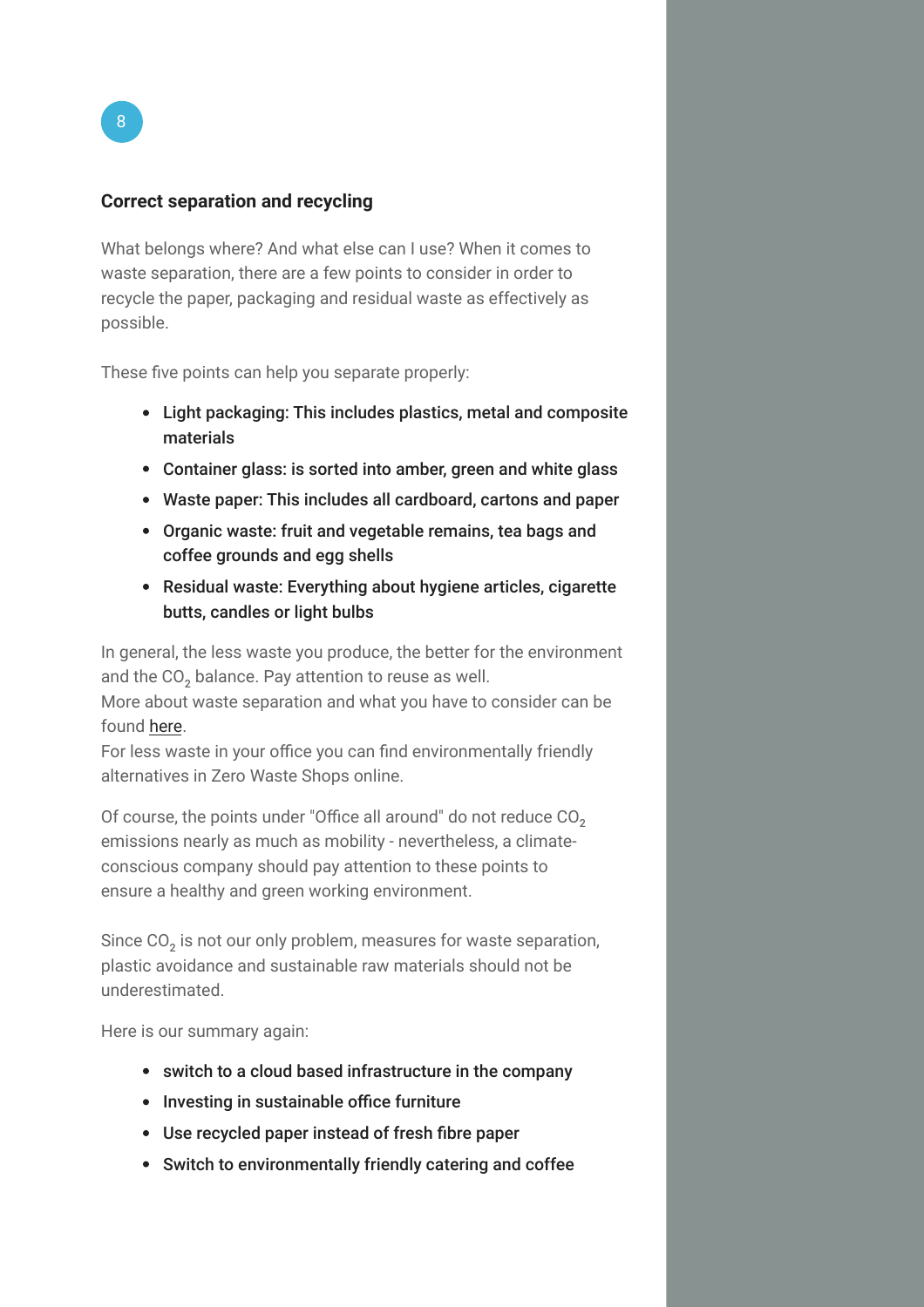## Correct separation and recycling

What belongs where? And what else can I use? When it comes to waste separation, there are a few points to consider in order to recycle the paper, packaging and residual waste as effectively as possible.

These five points can help you separate properly:

- **Light packaging: This includes plastics, metal and composite materials**
- **Container glass: is sorted into amber, green and white glass**
- **Waste paper: This includes all cardboard, cartons and paper**
- **Organic waste: fruit and vegetable remains, tea bags and coffee grounds and egg shells**
- **Residual waste: Everything about hygiene articles, cigarette butts, candles or light bulbs**

In general, the less waste you produce, the better for the environment and the $CO_2$ balance. Pay attention to reuse as well.
More about waste separation and what you have to consider can be found here.
For less waste in your office you can find environmentally friendly alternatives in Zero Waste Shops online.

Of course, the points under "Office all around" do not reduce $CO_2$ emissions nearly as much as mobility - nevertheless, a climate-conscious company should pay attention to these points to ensure a healthy and green working environment.

Since $CO_2$ is not our only problem, measures for waste separation, plastic avoidance and sustainable raw materials should not be underestimated.

Here is our summary again:

- **switch to a cloud based infrastructure in the company**
- **Investing in sustainable office furniture**
- **Use recycled paper instead of fresh fibre paper**
- **Switch to environmentally friendly catering and coffee**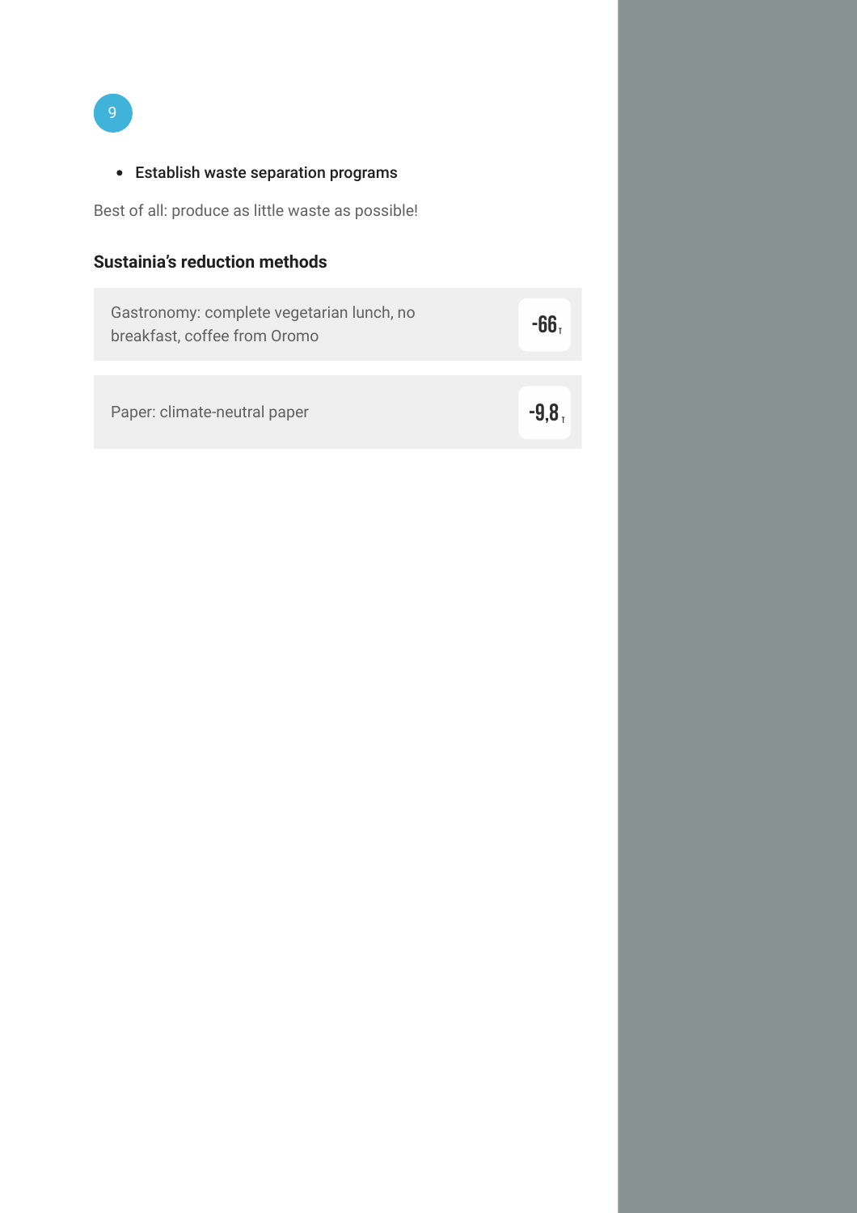- Establish waste separation programs

Best of all: produce as little waste as possible!

### Sustainia's reduction methods

| Method | Reduction |
| --- | --- |
| Gastronomy: complete vegetarian lunch, no breakfast, coffee from Oromo | -66 T |
| Paper: climate-neutral paper | -9,8 T |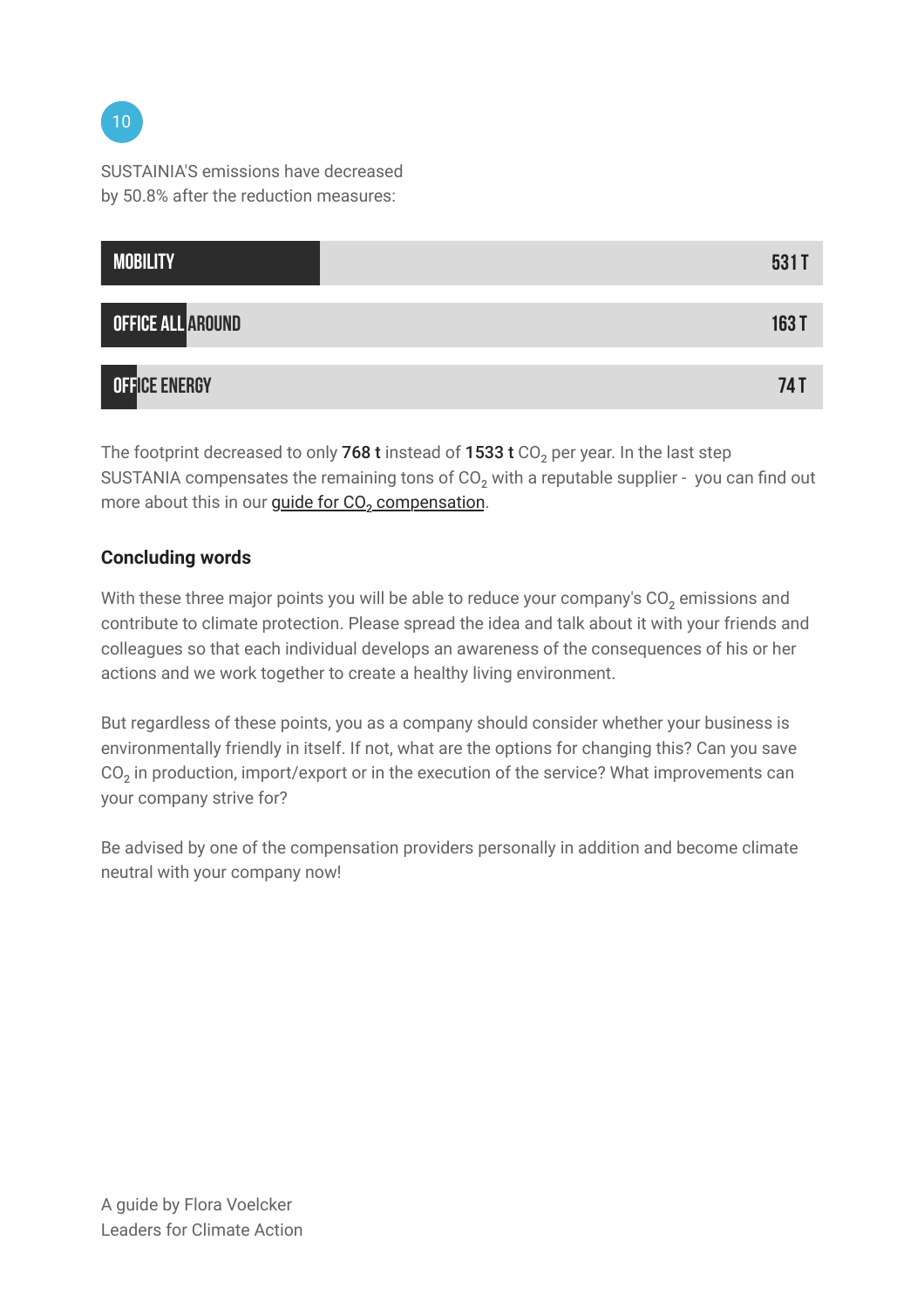10

SUSTAINIA'S emissions have decreased by 50.8% after the reduction measures:

| Category | Emissions |
| --- | --- |
| MOBILITY | 531 T |
| OFFICE ALL AROUND | 163 T |
| OFFICE ENERGY | 74 T |

The footprint decreased to only **768 t** instead of **1533 t** $CO_2$ per year. In the last step SUSTANIA compensates the remaining tons of $CO_2$ with a reputable supplier - you can find out more about this in our guide for $CO_2$ compensation.

### Concluding words

With these three major points you will be able to reduce your company's $CO_2$ emissions and contribute to climate protection. Please spread the idea and talk about it with your friends and colleagues so that each individual develops an awareness of the consequences of his or her actions and we work together to create a healthy living environment.

But regardless of these points, you as a company should consider whether your business is environmentally friendly in itself. If not, what are the options for changing this? Can you save $CO_2$ in production, import/export or in the execution of the service? What improvements can your company strive for?

Be advised by one of the compensation providers personally in addition and become climate neutral with your company now!

A guide by Flora Voelcker
Leaders for Climate Action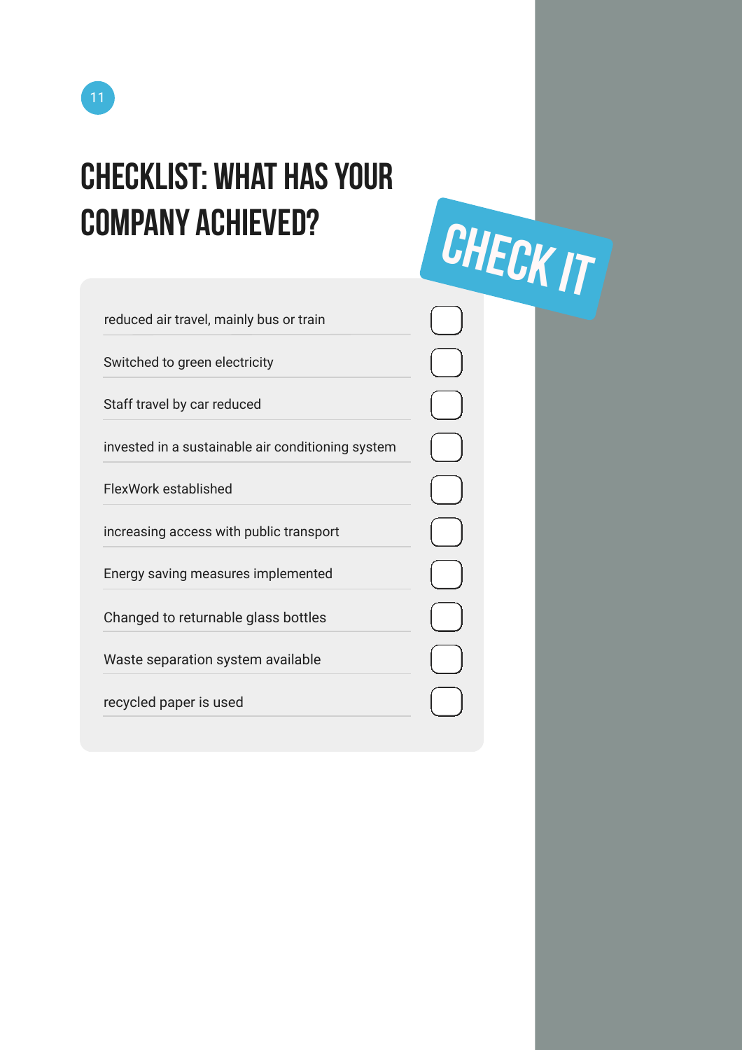# CHECKLIST: WHAT HAS YOUR COMPANY ACHIEVED?

CHECK IT

- [ ] reduced air travel, mainly bus or train
- [ ] Switched to green electricity
- [ ] Staff travel by car reduced
- [ ] invested in a sustainable air conditioning system
- [ ] FlexWork established
- [ ] increasing access with public transport
- [ ] Energy saving measures implemented
- [ ] Changed to returnable glass bottles
- [ ] Waste separation system available
- [ ] recycled paper is used